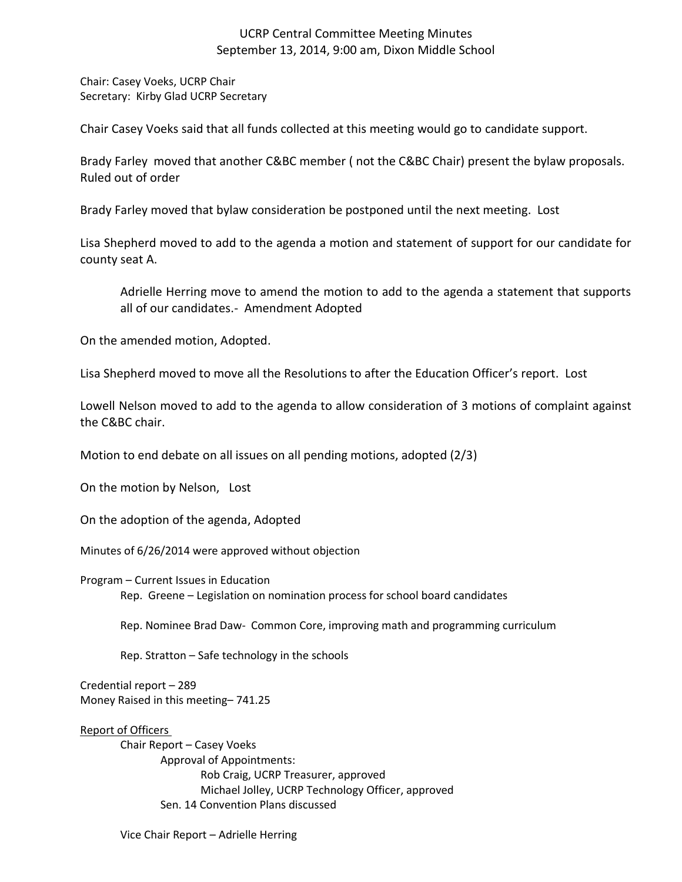# UCRP Central Committee Meeting Minutes
September 13, 2014, 9:00 am, Dixon Middle School

Chair: Casey Voeks, UCRP Chair
Secretary: Kirby Glad UCRP Secretary

Chair Casey Voeks said that all funds collected at this meeting would go to candidate support.

Brady Farley moved that another C&BC member ( not the C&BC Chair) present the bylaw proposals. Ruled out of order

Brady Farley moved that bylaw consideration be postponed until the next meeting. Lost

Lisa Shepherd moved to add to the agenda a motion and statement of support for our candidate for county seat A.

> Adrielle Herring move to amend the motion to add to the agenda a statement that supports all of our candidates.- Amendment Adopted

On the amended motion, Adopted.

Lisa Shepherd moved to move all the Resolutions to after the Education Officer's report. Lost

Lowell Nelson moved to add to the agenda to allow consideration of 3 motions of complaint against the C&BC chair.

Motion to end debate on all issues on all pending motions, adopted (2/3)

On the motion by Nelson, Lost

On the adoption of the agenda, Adopted

Minutes of 6/26/2014 were approved without objection

Program – Current Issues in Education

- Rep. Greene – Legislation on nomination process for school board candidates
- Rep. Nominee Brad Daw- Common Core, improving math and programming curriculum
- Rep. Stratton – Safe technology in the schools

Credential report – 289
Money Raised in this meeting– 741.25

Report of Officers

- Chair Report – Casey Voeks
  - Approval of Appointments:
    - Rob Craig, UCRP Treasurer, approved
    - Michael Jolley, UCRP Technology Officer, approved
  - Sen. 14 Convention Plans discussed
- Vice Chair Report – Adrielle Herring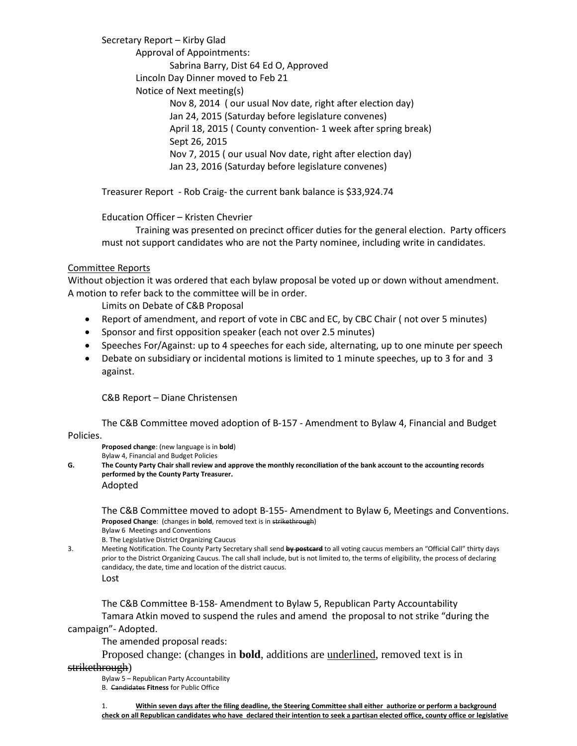Secretary Report – Kirby Glad

Approval of Appointments:

Sabrina Barry, Dist 64 Ed O, Approved

Lincoln Day Dinner moved to Feb 21

Notice of Next meeting(s)

Nov 8, 2014 ( our usual Nov date, right after election day)
Jan 24, 2015 (Saturday before legislature convenes)
April 18, 2015 ( County convention- 1 week after spring break)
Sept 26, 2015
Nov 7, 2015 ( our usual Nov date, right after election day)
Jan 23, 2016 (Saturday before legislature convenes)

Treasurer Report - Rob Craig- the current bank balance is $33,924.74

Education Officer – Kristen Chevrier

Training was presented on precinct officer duties for the general election. Party officers must not support candidates who are not the Party nominee, including write in candidates.

Committee Reports

Without objection it was ordered that each bylaw proposal be voted up or down without amendment. A motion to refer back to the committee will be in order.

Limits on Debate of C&B Proposal

- Report of amendment, and report of vote in CBC and EC, by CBC Chair ( not over 5 minutes)
- Sponsor and first opposition speaker (each not over 2.5 minutes)
- Speeches For/Against: up to 4 speeches for each side, alternating, up to one minute per speech
- Debate on subsidiary or incidental motions is limited to 1 minute speeches, up to 3 for and 3 against.

C&B Report – Diane Christensen

The C&B Committee moved adoption of B-157 - Amendment to Bylaw 4, Financial and Budget Policies.

**Proposed change**: (new language is in **bold**)

Bylaw 4, Financial and Budget Policies

**G. The County Party Chair shall review and approve the monthly reconciliation of the bank account to the accounting records performed by the County Party Treasurer.**

Adopted

The C&B Committee moved to adopt B-155- Amendment to Bylaw 6, Meetings and Conventions.

**Proposed Change**: (changes in **bold**, removed text is in ~~strikethrough~~)

Bylaw 6 Meetings and Conventions

B. The Legislative District Organizing Caucus

3. Meeting Notification. The County Party Secretary shall send **~~by postcard~~** to all voting caucus members an "Official Call" thirty days prior to the District Organizing Caucus. The call shall include, but is not limited to, the terms of eligibility, the process of declaring candidacy, the date, time and location of the district caucus.

Lost

The C&B Committee B-158- Amendment to Bylaw 5, Republican Party Accountability

Tamara Atkin moved to suspend the rules and amend the proposal to not strike "during the campaign"- Adopted.

The amended proposal reads:

Proposed change: (changes in **bold**, additions are <u>underlined</u>, removed text is in ~~strikethrough~~)

Bylaw 5 – Republican Party Accountability

B. ~~Candidates~~ **Fitness** for Public Office

1. <u>**Within seven days after the filing deadline, the Steering Committee shall either authorize or perform a background check on all Republican candidates who have declared their intention to seek a partisan elected office, county office or legislative**</u>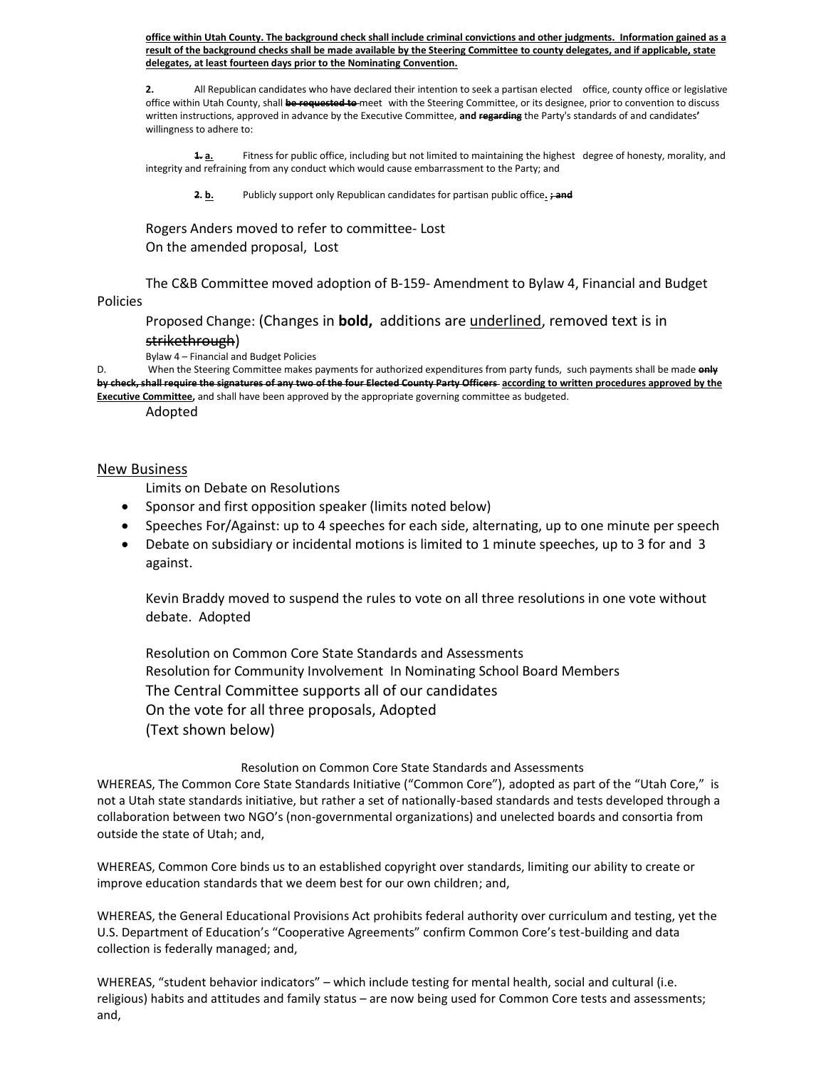**<u>office within Utah County. The background check shall include criminal convictions and other judgments. Information gained as a result of the background checks shall be made available by the Steering Committee to county delegates, and if applicable, state delegates, at least fourteen days prior to the Nominating Convention.</u>**

**2.** All Republican candidates who have declared their intention to seek a partisan elected office, county office or legislative office within Utah County, shall ~~be requested to~~ meet with the Steering Committee, or its designee, prior to convention to discuss written instructions, approved in advance by the Executive Committee, **and** ~~regarding~~ the Party's standards of and candidates**'** willingness to adhere to:

~~1.~~ **<u>a.</u>** Fitness for public office, including but not limited to maintaining the highest degree of honesty, morality, and integrity and refraining from any conduct which would cause embarrassment to the Party; and

~~2.~~ **<u>b.</u>** Publicly support only Republican candidates for partisan public office**.** ~~; and~~

Rogers Anders moved to refer to committee- Lost
On the amended proposal, Lost

The C&B Committee moved adoption of B-159- Amendment to Bylaw 4, Financial and Budget Policies

Proposed Change: (Changes in **bold,** additions are <u>underlined</u>, removed text is in ~~strikethrough~~)

Bylaw 4 – Financial and Budget Policies

D. When the Steering Committee makes payments for authorized expenditures from party funds, such payments shall be made ~~**only by check, shall require the signatures of any two of the four Elected County Party Officers**~~ **<u>according to written procedures approved by the Executive Committee,</u>** and shall have been approved by the appropriate governing committee as budgeted.

Adopted

## <u>New Business</u>

Limits on Debate on Resolutions

- Sponsor and first opposition speaker (limits noted below)
- Speeches For/Against: up to 4 speeches for each side, alternating, up to one minute per speech
- Debate on subsidiary or incidental motions is limited to 1 minute speeches, up to 3 for and 3 against.

Kevin Braddy moved to suspend the rules to vote on all three resolutions in one vote without debate. Adopted

Resolution on Common Core State Standards and Assessments
Resolution for Community Involvement In Nominating School Board Members
The Central Committee supports all of our candidates
On the vote for all three proposals, Adopted
(Text shown below)

Resolution on Common Core State Standards and Assessments

WHEREAS, The Common Core State Standards Initiative ("Common Core"), adopted as part of the "Utah Core," is not a Utah state standards initiative, but rather a set of nationally-based standards and tests developed through a collaboration between two NGO's (non-governmental organizations) and unelected boards and consortia from outside the state of Utah; and,

WHEREAS, Common Core binds us to an established copyright over standards, limiting our ability to create or improve education standards that we deem best for our own children; and,

WHEREAS, the General Educational Provisions Act prohibits federal authority over curriculum and testing, yet the U.S. Department of Education's "Cooperative Agreements" confirm Common Core's test-building and data collection is federally managed; and,

WHEREAS, "student behavior indicators" – which include testing for mental health, social and cultural (i.e. religious) habits and attitudes and family status – are now being used for Common Core tests and assessments; and,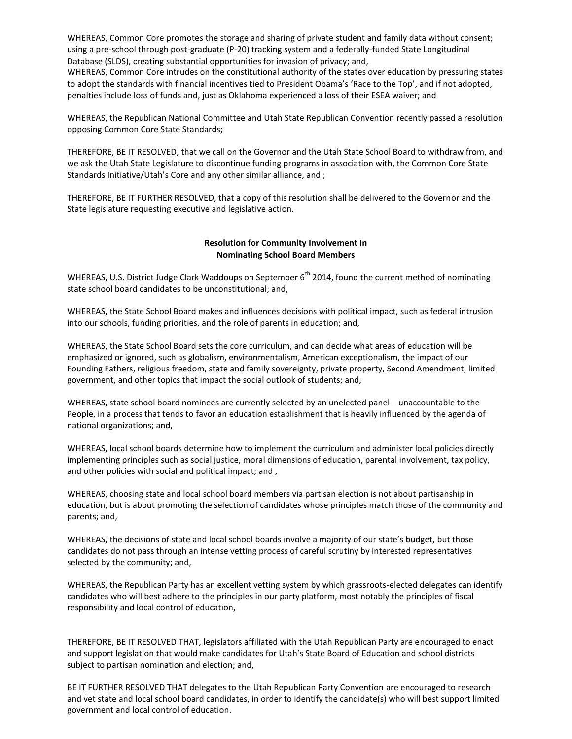WHEREAS, Common Core promotes the storage and sharing of private student and family data without consent; using a pre-school through post-graduate (P-20) tracking system and a federally-funded State Longitudinal Database (SLDS), creating substantial opportunities for invasion of privacy; and,
WHEREAS, Common Core intrudes on the constitutional authority of the states over education by pressuring states to adopt the standards with financial incentives tied to President Obama's 'Race to the Top', and if not adopted, penalties include loss of funds and, just as Oklahoma experienced a loss of their ESEA waiver; and

WHEREAS, the Republican National Committee and Utah State Republican Convention recently passed a resolution opposing Common Core State Standards;

THEREFORE, BE IT RESOLVED, that we call on the Governor and the Utah State School Board to withdraw from, and we ask the Utah State Legislature to discontinue funding programs in association with, the Common Core State Standards Initiative/Utah's Core and any other similar alliance, and ;

THEREFORE, BE IT FURTHER RESOLVED, that a copy of this resolution shall be delivered to the Governor and the State legislature requesting executive and legislative action.

**Resolution for Community Involvement In Nominating School Board Members**

WHEREAS, U.S. District Judge Clark Waddoups on September 6th 2014, found the current method of nominating state school board candidates to be unconstitutional; and,

WHEREAS, the State School Board makes and influences decisions with political impact, such as federal intrusion into our schools, funding priorities, and the role of parents in education; and,

WHEREAS, the State School Board sets the core curriculum, and can decide what areas of education will be emphasized or ignored, such as globalism, environmentalism, American exceptionalism, the impact of our Founding Fathers, religious freedom, state and family sovereignty, private property, Second Amendment, limited government, and other topics that impact the social outlook of students; and,

WHEREAS, state school board nominees are currently selected by an unelected panel—unaccountable to the People, in a process that tends to favor an education establishment that is heavily influenced by the agenda of national organizations; and,

WHEREAS, local school boards determine how to implement the curriculum and administer local policies directly implementing principles such as social justice, moral dimensions of education, parental involvement, tax policy, and other policies with social and political impact; and ,

WHEREAS, choosing state and local school board members via partisan election is not about partisanship in education, but is about promoting the selection of candidates whose principles match those of the community and parents; and,

WHEREAS, the decisions of state and local school boards involve a majority of our state's budget, but those candidates do not pass through an intense vetting process of careful scrutiny by interested representatives selected by the community; and,

WHEREAS, the Republican Party has an excellent vetting system by which grassroots-elected delegates can identify candidates who will best adhere to the principles in our party platform, most notably the principles of fiscal responsibility and local control of education,

THEREFORE, BE IT RESOLVED THAT, legislators affiliated with the Utah Republican Party are encouraged to enact and support legislation that would make candidates for Utah's State Board of Education and school districts subject to partisan nomination and election; and,

BE IT FURTHER RESOLVED THAT delegates to the Utah Republican Party Convention are encouraged to research and vet state and local school board candidates, in order to identify the candidate(s) who will best support limited government and local control of education.